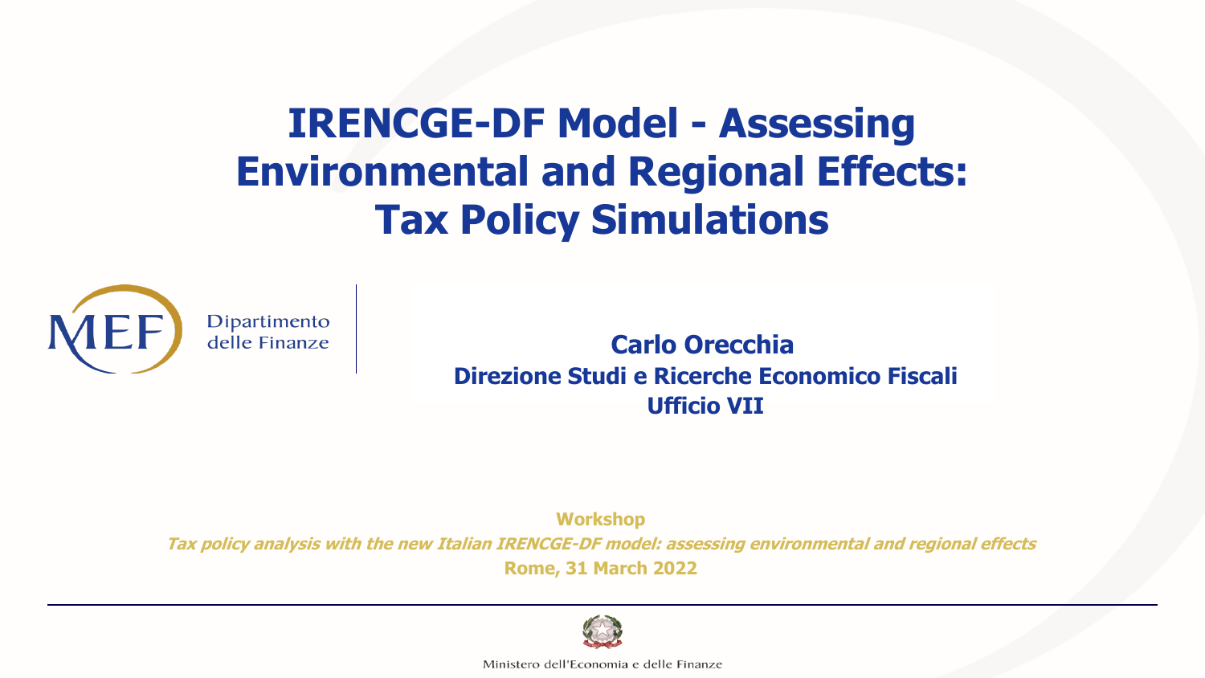# IRENCGE-DF Model - Assessing Environmental and Regional Effects: Tax Policy Simulations

MEF Dipartimento delle Finanze

**Carlo Orecchia**
**Direzione Studi e Ricerche Economico Fiscali**
**Ufficio VII**

**Workshop**
***Tax policy analysis with the new Italian IRENCGE-DF model: assessing environmental and regional effects***
**Rome, 31 March 2022**

Ministero dell'Economia e delle Finanze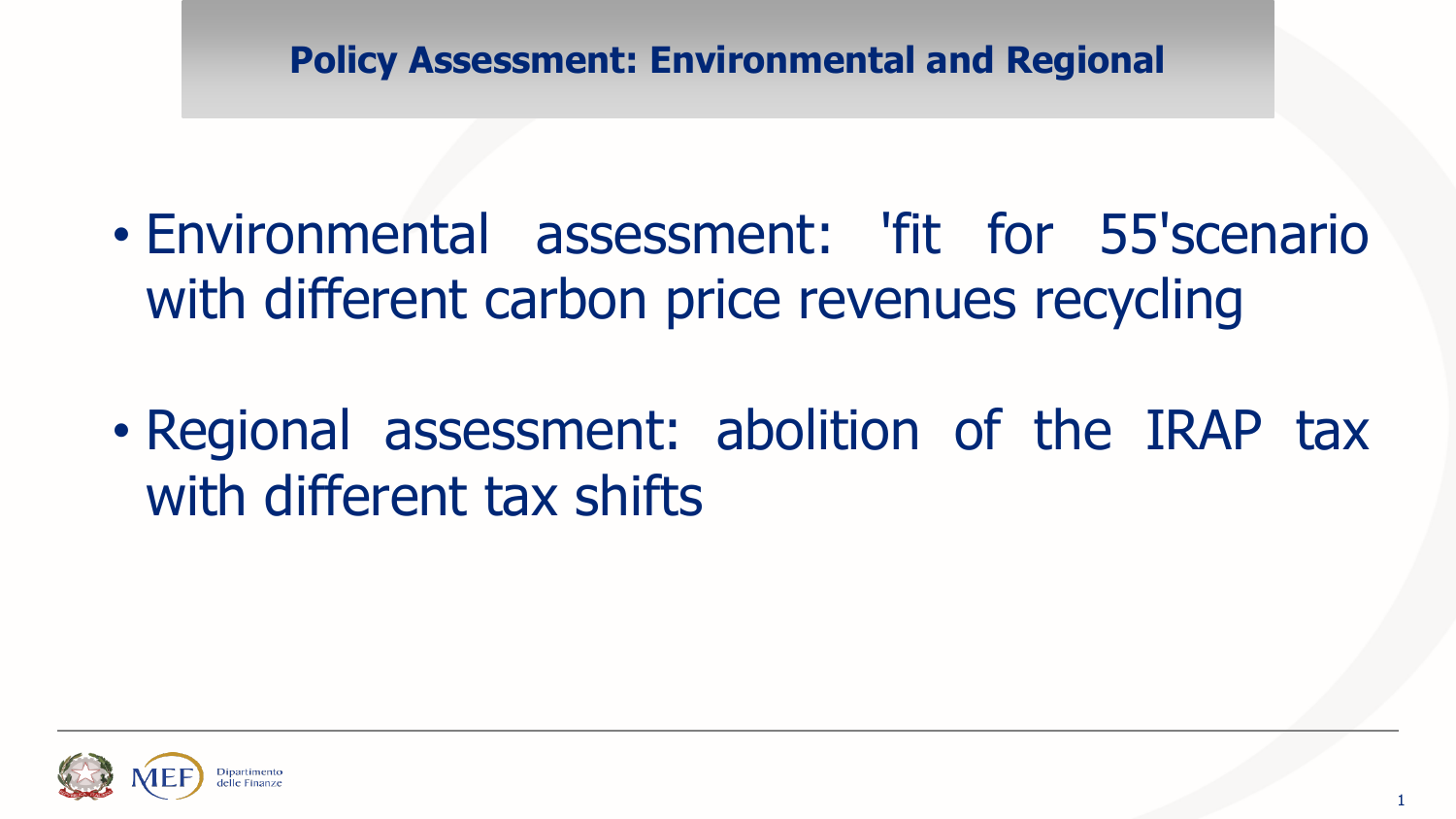# Policy Assessment: Environmental and Regional

- Environmental assessment: 'fit for 55'scenario with different carbon price revenues recycling
- Regional assessment: abolition of the IRAP tax with different tax shifts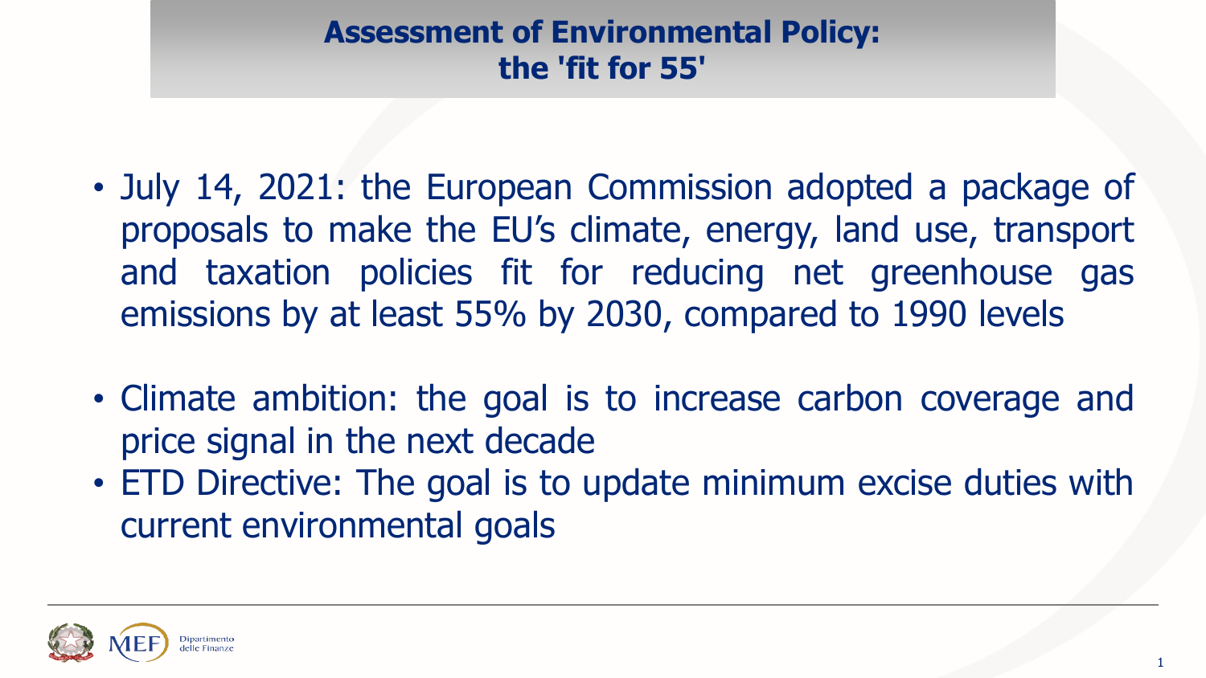# Assessment of Environmental Policy: the 'fit for 55'

- July 14, 2021: the European Commission adopted a package of proposals to make the EU's climate, energy, land use, transport and taxation policies fit for reducing net greenhouse gas emissions by at least 55% by 2030, compared to 1990 levels

- Climate ambition: the goal is to increase carbon coverage and price signal in the next decade
- ETD Directive: The goal is to update minimum excise duties with current environmental goals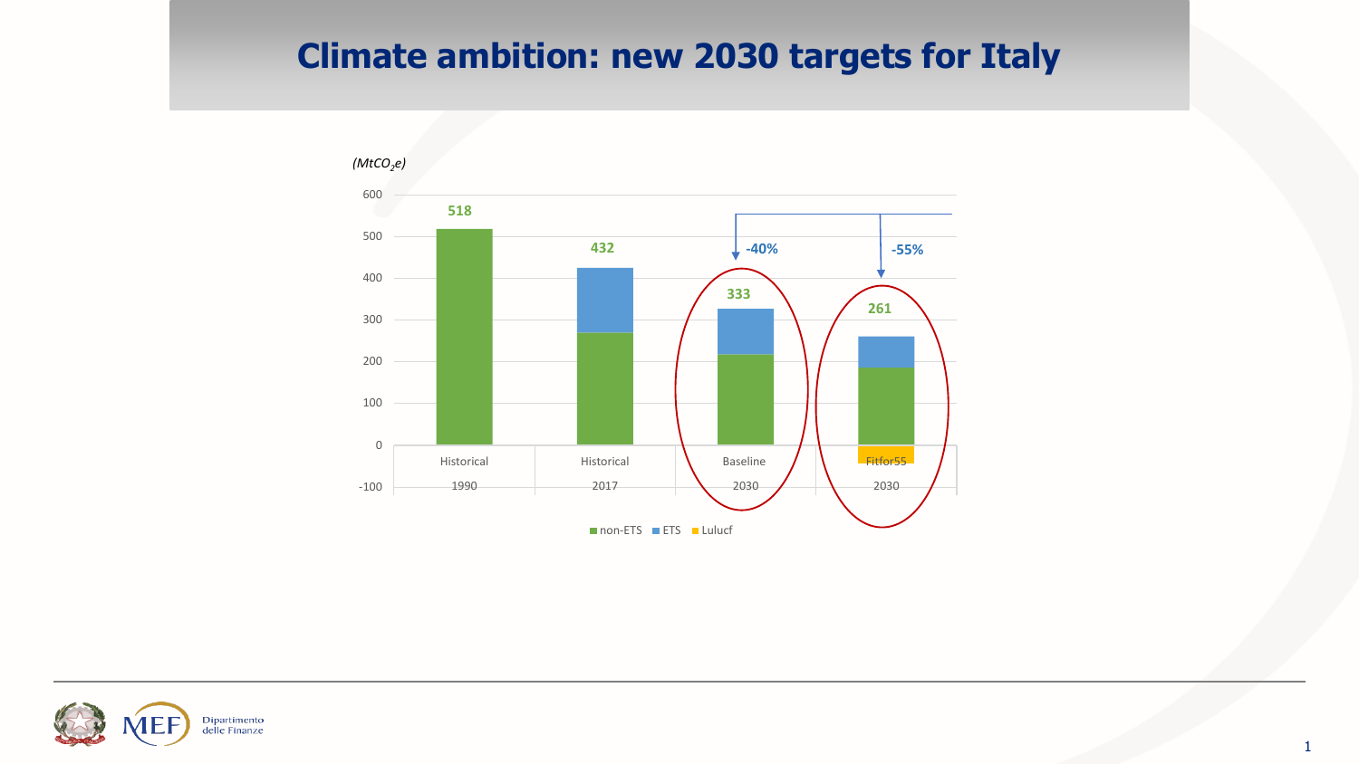# Climate ambition: new 2030 targets for Italy

*($MtCO_2e$)*

| | Historical 1990 | Historical 2017 | Baseline 2030 | Fitfor55 2030 |
|---|---|---|---|---|
| Total | 518 | 432 | 333 | 261 |
| Change vs 1990 | | | -40% | -55% |

non-ETS | ETS | Lulucf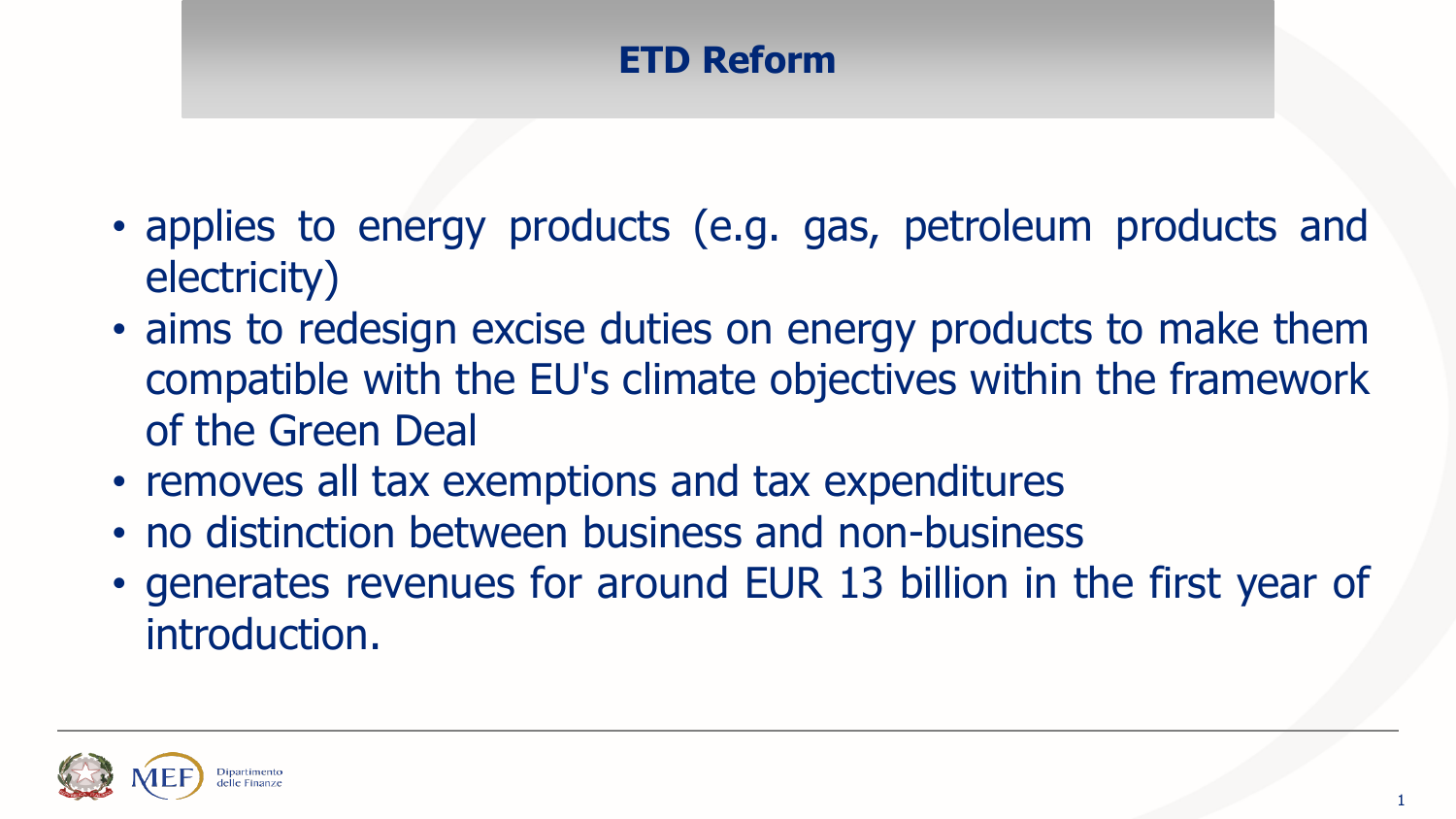# ETD Reform

- applies to energy products (e.g. gas, petroleum products and electricity)
- aims to redesign excise duties on energy products to make them compatible with the EU's climate objectives within the framework of the Green Deal
- removes all tax exemptions and tax expenditures
- no distinction between business and non-business
- generates revenues for around EUR 13 billion in the first year of introduction.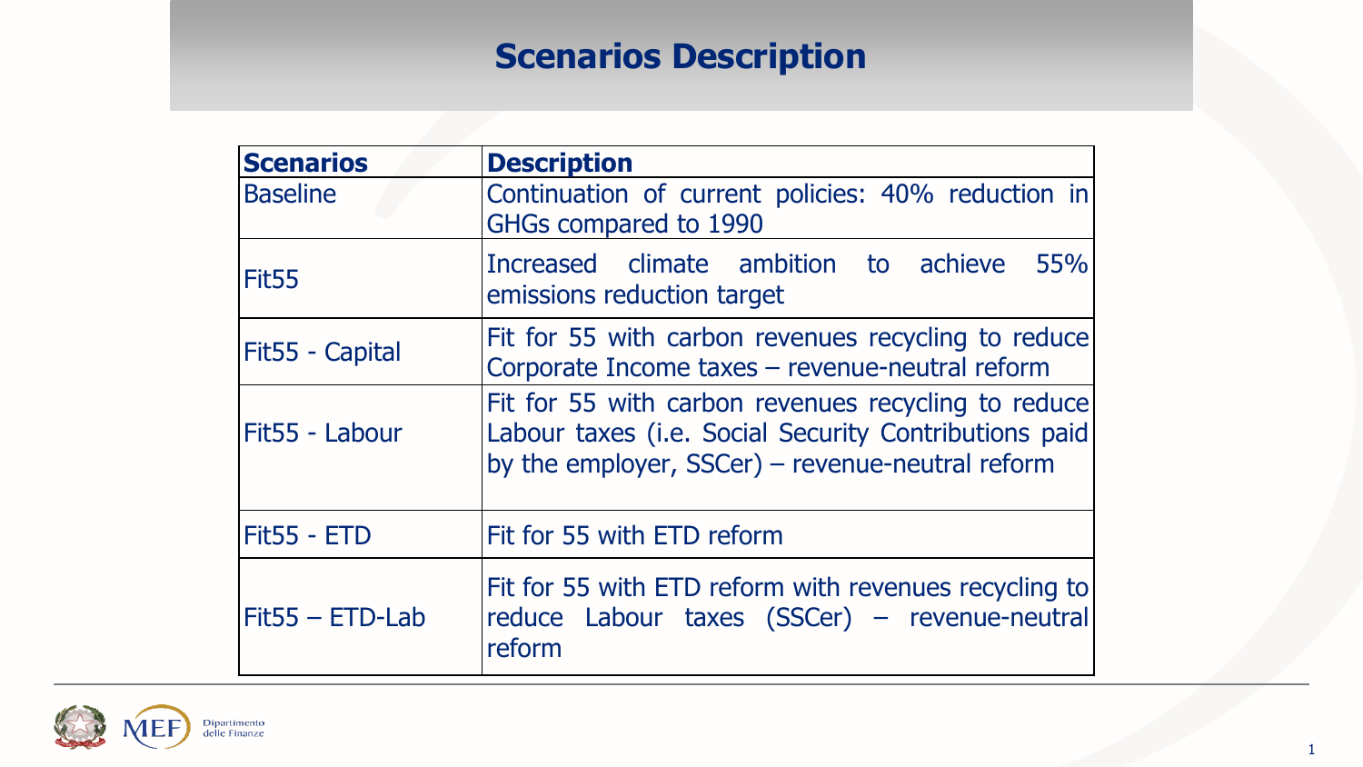# Scenarios Description

| Scenarios | Description |
| --- | --- |
| Baseline | Continuation of current policies: 40% reduction in GHGs compared to 1990 |
| Fit55 | Increased climate ambition to achieve 55% emissions reduction target |
| Fit55 - Capital | Fit for 55 with carbon revenues recycling to reduce Corporate Income taxes – revenue-neutral reform |
| Fit55 - Labour | Fit for 55 with carbon revenues recycling to reduce Labour taxes (i.e. Social Security Contributions paid by the employer, SSCer) – revenue-neutral reform |
| Fit55 - ETD | Fit for 55 with ETD reform |
| Fit55 – ETD-Lab | Fit for 55 with ETD reform with revenues recycling to reduce Labour taxes (SSCer) – revenue-neutral reform |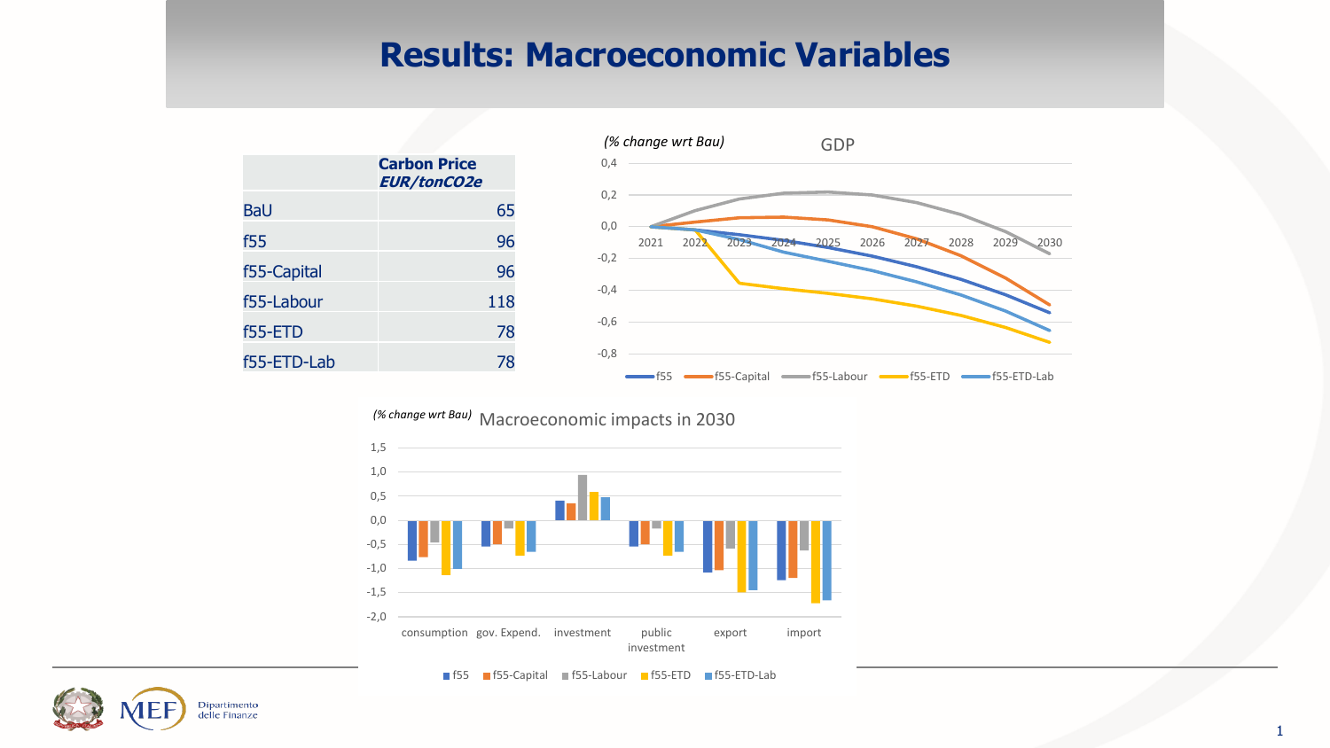# Results: Macroeconomic Variables

| | Carbon Price *EUR/tonCO2e* |
|---|---|
| BaU | 65 |
| f55 | 96 |
| f55-Capital | 96 |
| f55-Labour | 118 |
| f55-ETD | 78 |
| f55-ETD-Lab | 78 |

*(% change wrt Bau)* GDP

*(% change wrt Bau)* Macroeconomic impacts in 2030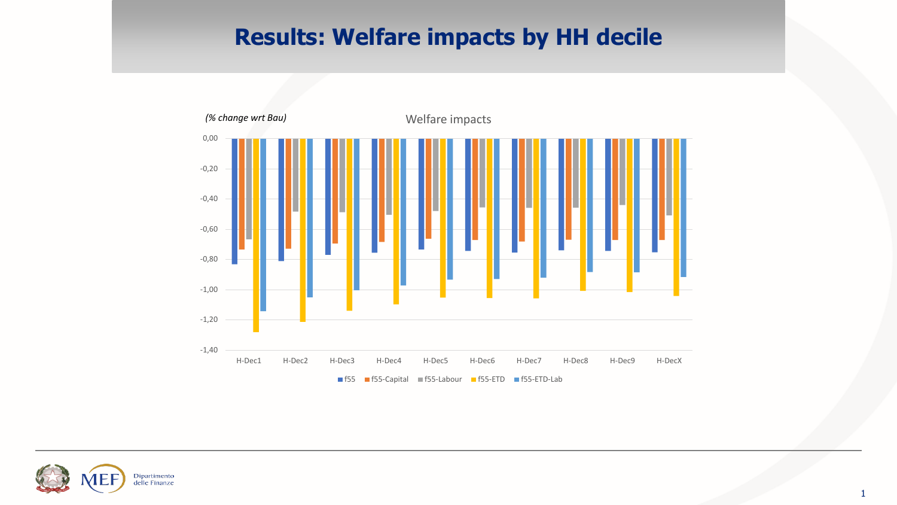# Results: Welfare impacts by HH decile

*(% change wrt Bau)*

Welfare impacts

| | f55 | f55-Capital | f55-Labour | f55-ETD | f55-ETD-Lab |
|---|---|---|---|---|---|
| H-Dec1 | -0,83 | -0,73 | -0,66 | -1,28 | -1,14 |
| H-Dec2 | -0,81 | -0,73 | -0,48 | -1,21 | -1,05 |
| H-Dec3 | -0,77 | -0,69 | -0,49 | -1,14 | -1,00 |
| H-Dec4 | -0,75 | -0,68 | -0,50 | -1,10 | -0,97 |
| H-Dec5 | -0,73 | -0,66 | -0,48 | -1,05 | -0,93 |
| H-Dec6 | -0,74 | -0,67 | -0,45 | -1,05 | -0,93 |
| H-Dec7 | -0,75 | -0,68 | -0,45 | -1,06 | -0,92 |
| H-Dec8 | -0,74 | -0,67 | -0,45 | -1,01 | -0,88 |
| H-Dec9 | -0,74 | -0,67 | -0,44 | -1,01 | -0,88 |
| H-DecX | -0,75 | -0,67 | -0,51 | -1,04 | -0,91 |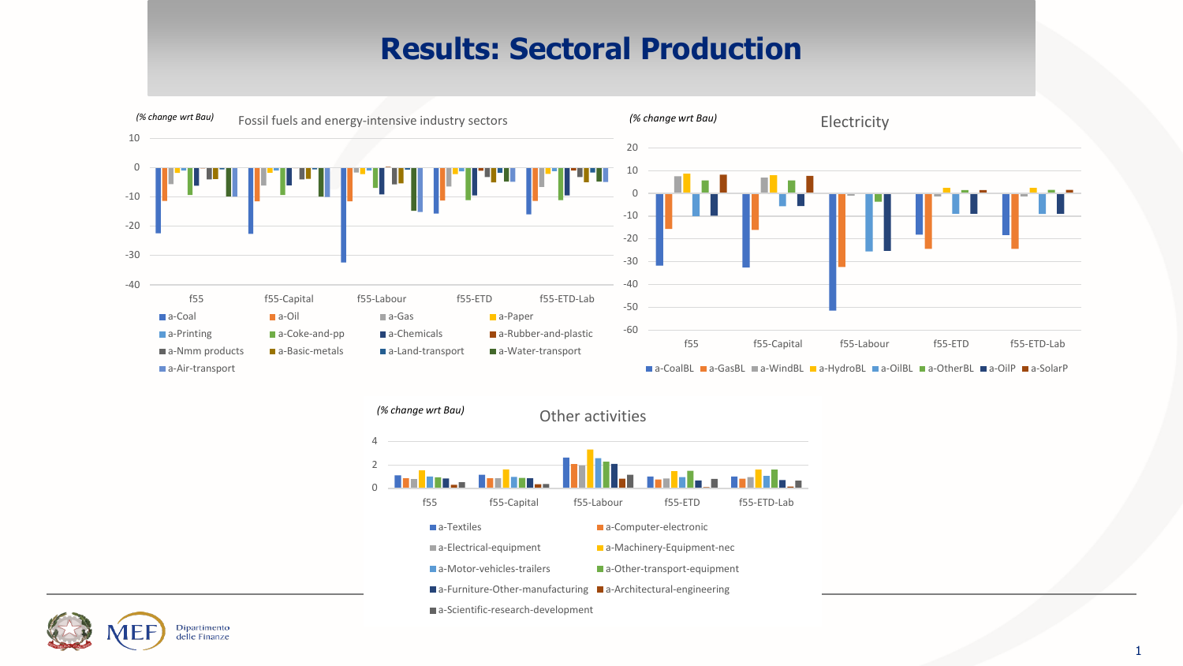# Results: Sectoral Production

*(% change wrt Bau)* Fossil fuels and energy-intensive industry sectors

Y-axis: 10, 0, -10, -20, -30, -40

Scenarios: f55, f55-Capital, f55-Labour, f55-ETD, f55-ETD-Lab

Legend: a-Coal, a-Oil, a-Gas, a-Paper, a-Printing, a-Coke-and-pp, a-Chemicals, a-Rubber-and-plastic, a-Nmm products, a-Basic-metals, a-Land-transport, a-Water-transport, a-Air-transport

*(% change wrt Bau)* Electricity

Y-axis: 20, 10, 0, -10, -20, -30, -40, -50, -60

Scenarios: f55, f55-Capital, f55-Labour, f55-ETD, f55-ETD-Lab

Legend: a-CoalBL, a-GasBL, a-WindBL, a-HydroBL, a-OilBL, a-OtherBL, a-OilP, a-SolarP

*(% change wrt Bau)* Other activities

Y-axis: 4, 2, 0

Scenarios: f55, f55-Capital, f55-Labour, f55-ETD, f55-ETD-Lab

Legend: a-Textiles, a-Computer-electronic, a-Electrical-equipment, a-Machinery-Equipment-nec, a-Motor-vehicles-trailers, a-Other-transport-equipment, a-Furniture-Other-manufacturing, a-Architectural-engineering, a-Scientific-research-development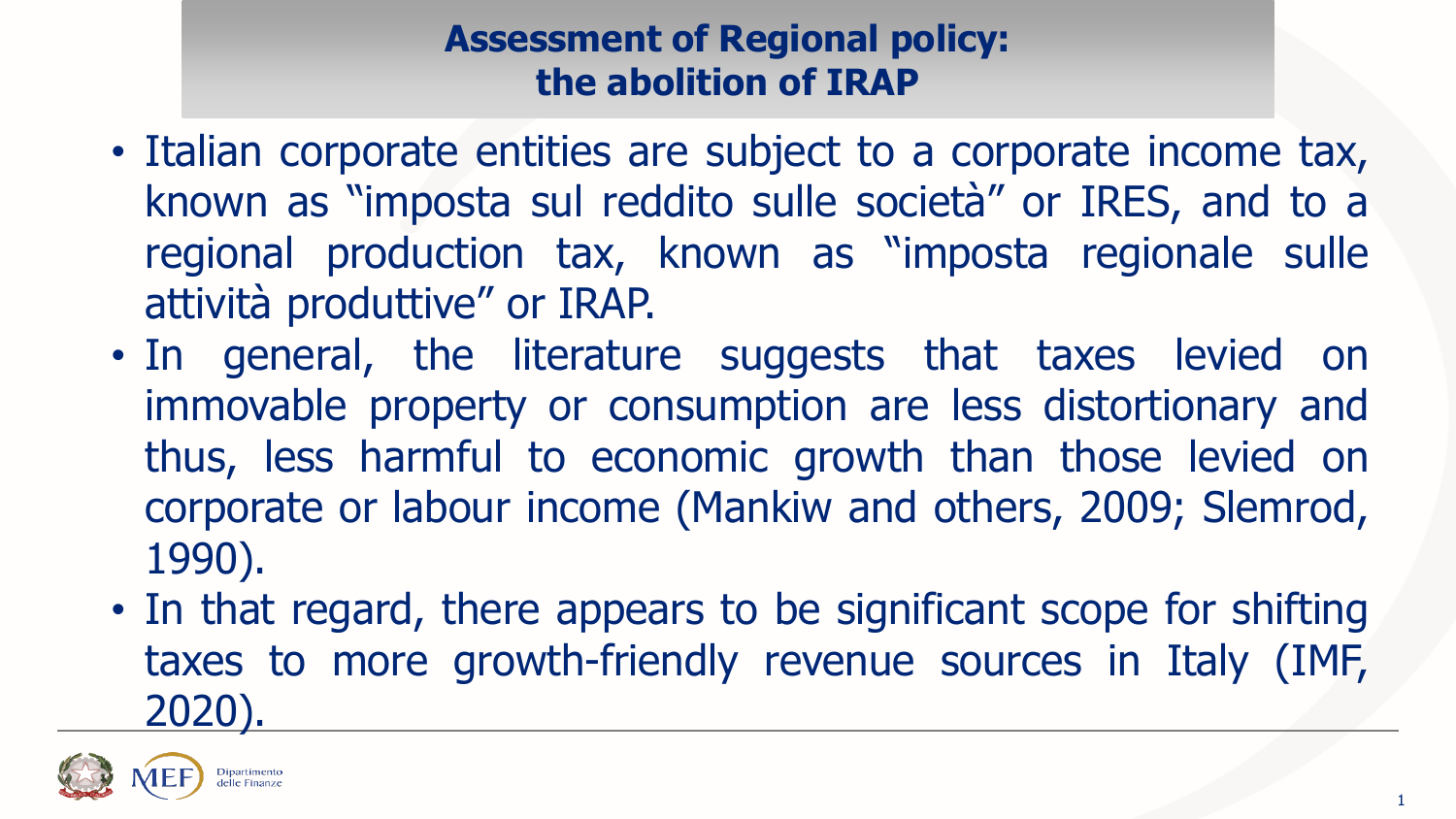# Assessment of Regional policy: the abolition of IRAP

- Italian corporate entities are subject to a corporate income tax, known as "imposta sul reddito sulle società" or IRES, and to a regional production tax, known as "imposta regionale sulle attività produttive" or IRAP.
- In general, the literature suggests that taxes levied on immovable property or consumption are less distortionary and thus, less harmful to economic growth than those levied on corporate or labour income (Mankiw and others, 2009; Slemrod, 1990).
- In that regard, there appears to be significant scope for shifting taxes to more growth-friendly revenue sources in Italy (IMF, 2020).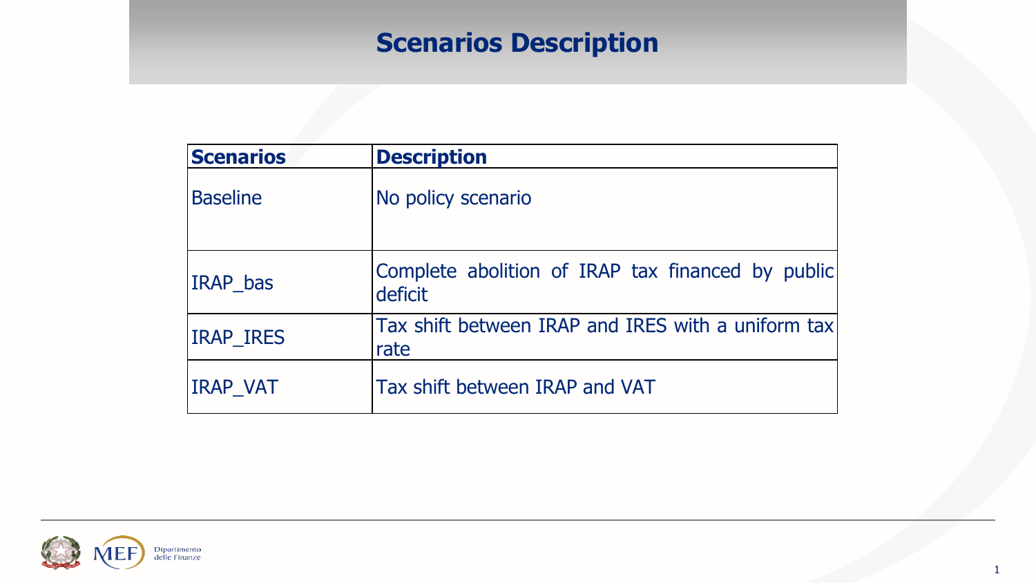# Scenarios Description

| Scenarios | Description |
| --- | --- |
| Baseline | No policy scenario |
| IRAP_bas | Complete abolition of IRAP tax financed by public deficit |
| IRAP_IRES | Tax shift between IRAP and IRES with a uniform tax rate |
| IRAP_VAT | Tax shift between IRAP and VAT |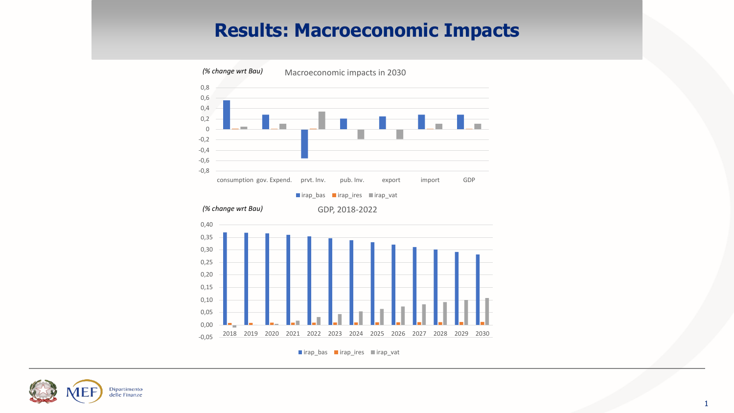# Results: Macroeconomic Impacts

*(% change wrt Bau)*

Macroeconomic impacts in 2030

*(% change wrt Bau)*

GDP, 2018-2022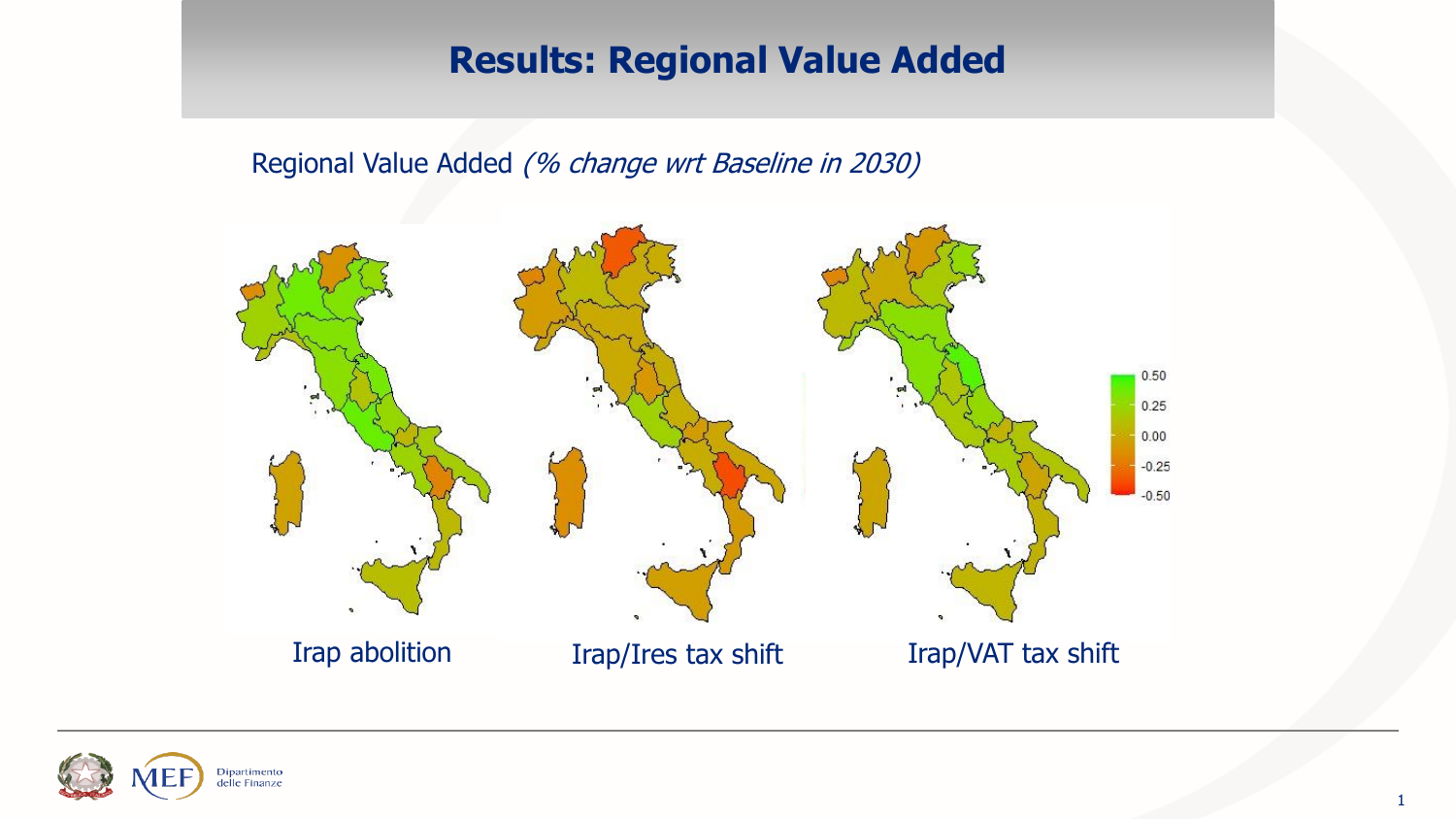# Results: Regional Value Added

Regional Value Added *(% change wrt Baseline in 2030)*

Irap abolition

Irap/Ires tax shift

Irap/VAT tax shift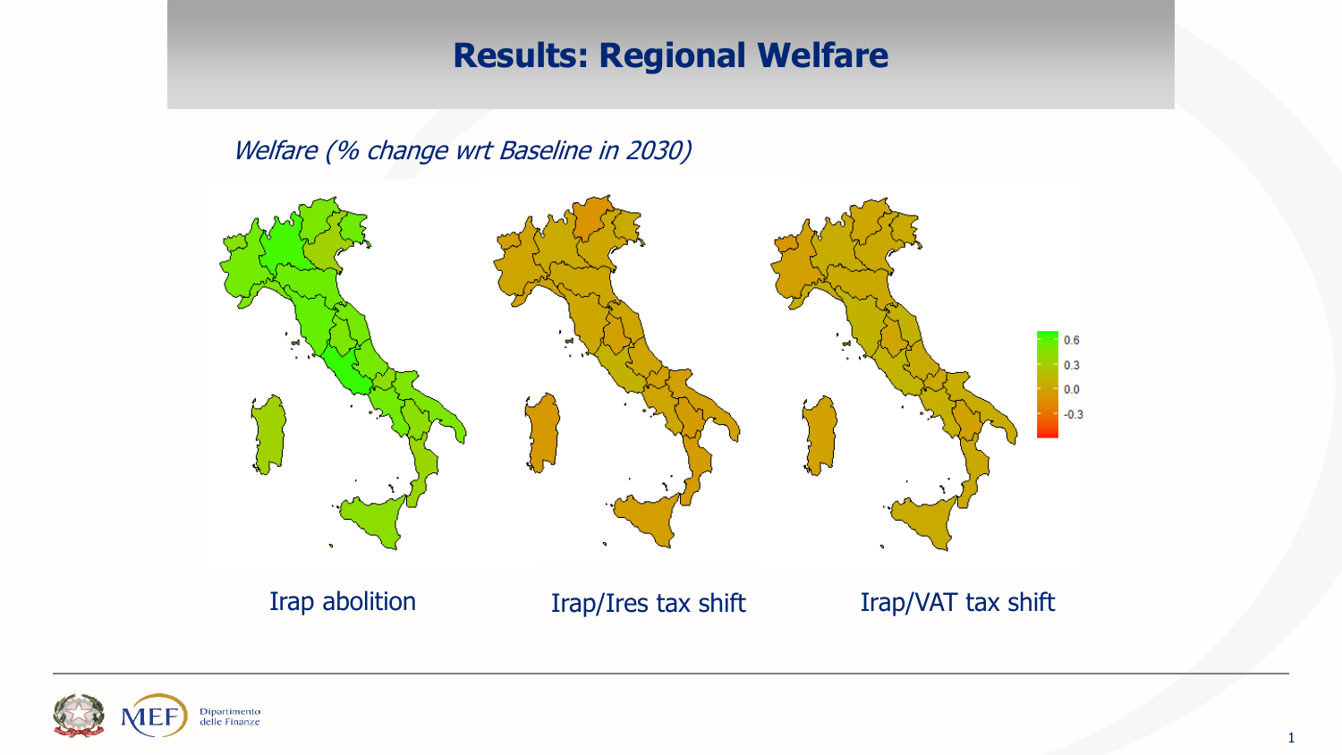# Results: Regional Welfare

*Welfare (% change wrt Baseline in 2030)*

0.6
0.3
0.0
-0.3

Irap abolition

Irap/Ires tax shift

Irap/VAT tax shift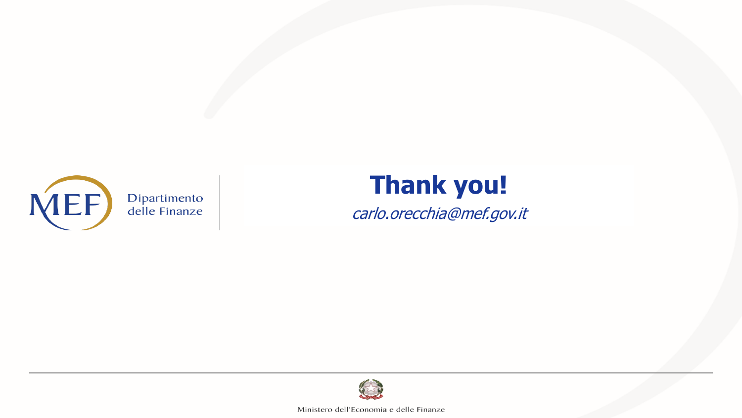MEF Dipartimento delle Finanze

# Thank you!

*carlo.orecchia@mef.gov.it*

Ministero dell'Economia e delle Finanze